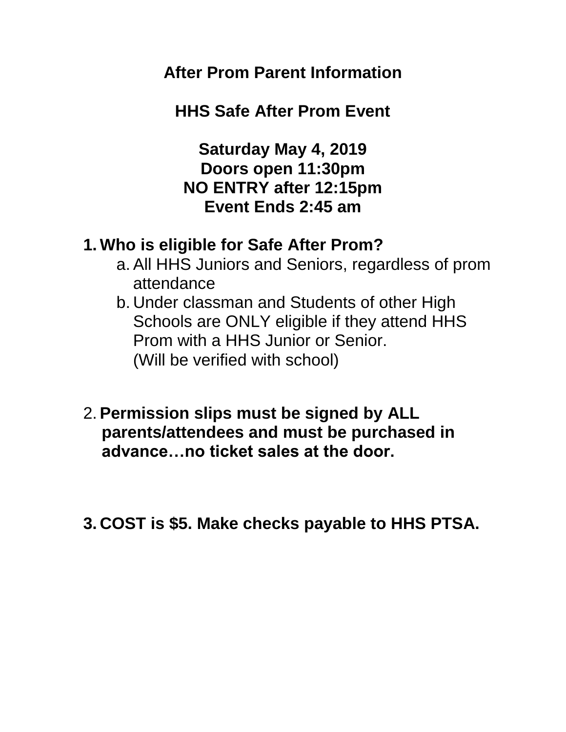**After Prom Parent Information**

**HHS Safe After Prom Event**

**Saturday May 4, 2019**
**Doors open 11:30pm**
**NO ENTRY after 12:15pm**
**Event Ends 2:45 am**

1. **Who is eligible for Safe After Prom?**
    a. All HHS Juniors and Seniors, regardless of prom attendance
    b. Under classman and Students of other High Schools are ONLY eligible if they attend HHS Prom with a HHS Junior or Senior.
       (Will be verified with school)

2. **Permission slips must be signed by ALL parents/attendees and must be purchased in advance…no ticket sales at the door.**

3. **COST is $5. Make checks payable to HHS PTSA.**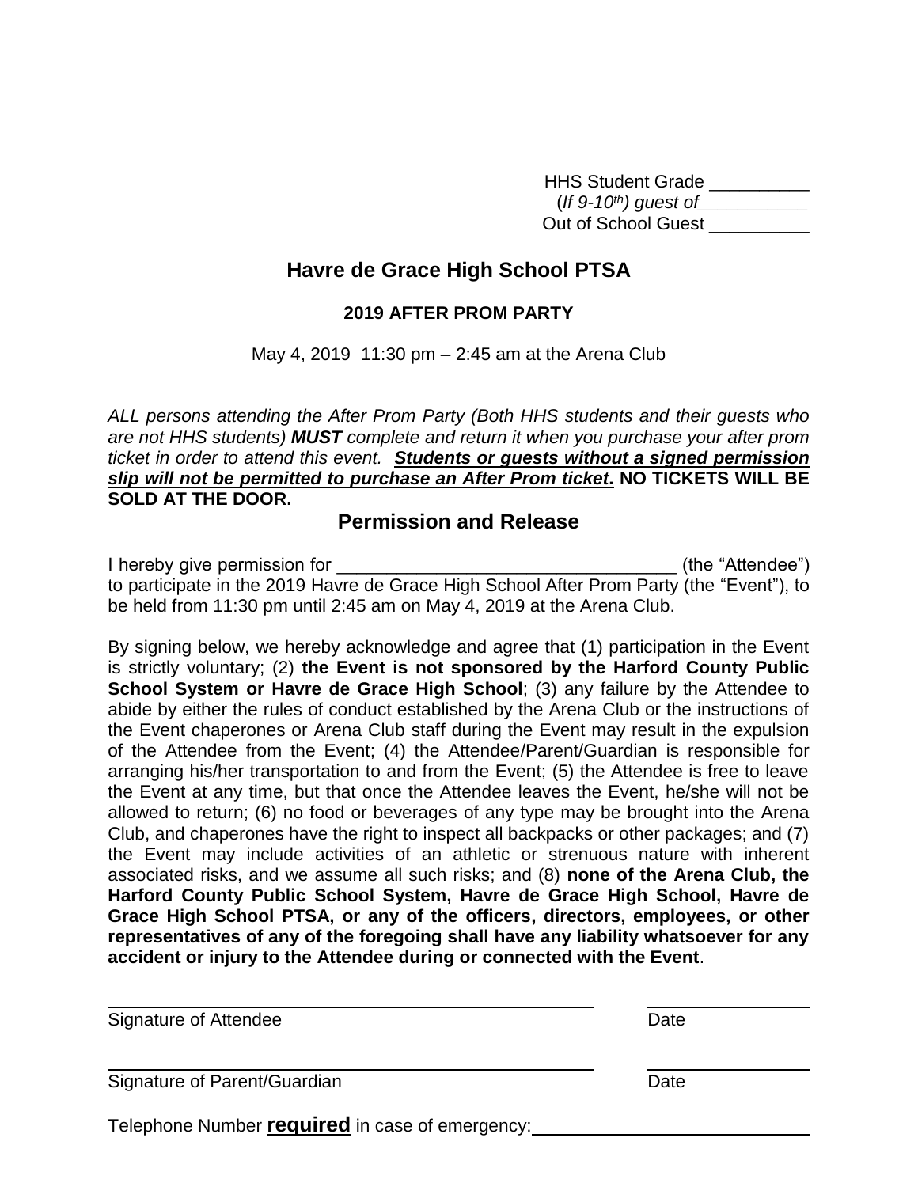HHS Student Grade __________
(*If 9-10th) guest of*__________
Out of School Guest __________

# Havre de Grace High School PTSA

### 2019 AFTER PROM PARTY

May 4, 2019 11:30 pm – 2:45 am at the Arena Club

*ALL persons attending the After Prom Party (Both HHS students and their guests who are not HHS students)* ***MUST*** *complete and return it when you purchase your after prom ticket in order to attend this event.* ***Students or guests without a signed permission slip will not be permitted to purchase an After Prom ticket*****. NO TICKETS WILL BE SOLD AT THE DOOR.**

## Permission and Release

I hereby give permission for __________________________________ (the "Attendee") to participate in the 2019 Havre de Grace High School After Prom Party (the "Event"), to be held from 11:30 pm until 2:45 am on May 4, 2019 at the Arena Club.

By signing below, we hereby acknowledge and agree that (1) participation in the Event is strictly voluntary; (2) **the Event is not sponsored by the Harford County Public School System or Havre de Grace High School**; (3) any failure by the Attendee to abide by either the rules of conduct established by the Arena Club or the instructions of the Event chaperones or Arena Club staff during the Event may result in the expulsion of the Attendee from the Event; (4) the Attendee/Parent/Guardian is responsible for arranging his/her transportation to and from the Event; (5) the Attendee is free to leave the Event at any time, but that once the Attendee leaves the Event, he/she will not be allowed to return; (6) no food or beverages of any type may be brought into the Arena Club, and chaperones have the right to inspect all backpacks or other packages; and (7) the Event may include activities of an athletic or strenuous nature with inherent associated risks, and we assume all such risks; and (8) **none of the Arena Club, the Harford County Public School System, Havre de Grace High School, Havre de Grace High School PTSA, or any of the officers, directors, employees, or other representatives of any of the foregoing shall have any liability whatsoever for any accident or injury to the Attendee during or connected with the Event**.

______________________________________________ ______________
Signature of Attendee Date

______________________________________________ ______________
Signature of Parent/Guardian Date

Telephone Number **required** in case of emergency: ____________________________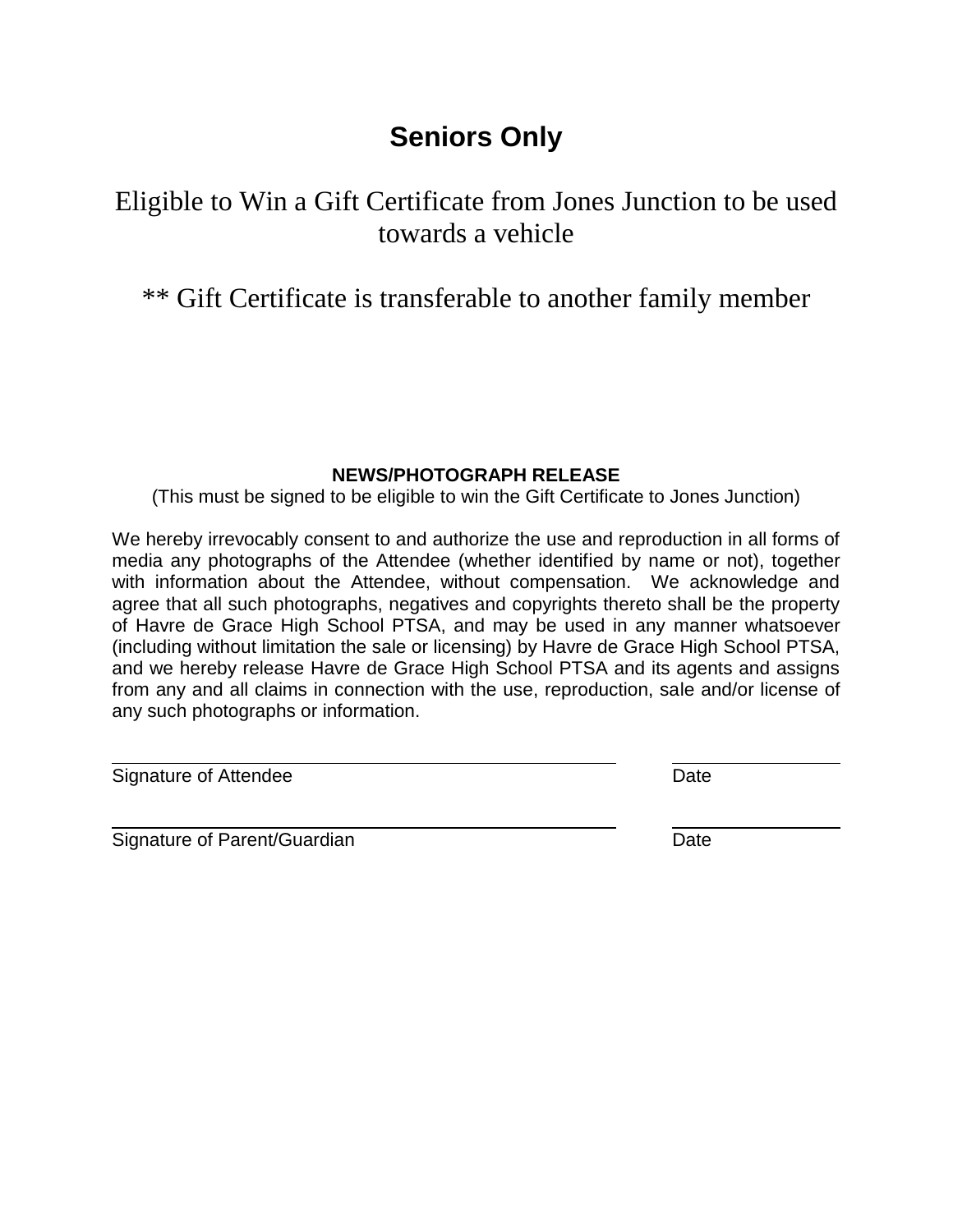# Seniors Only

Eligible to Win a Gift Certificate from Jones Junction to be used towards a vehicle

** Gift Certificate is transferable to another family member

**NEWS/PHOTOGRAPH RELEASE**

(This must be signed to be eligible to win the Gift Certificate to Jones Junction)

We hereby irrevocably consent to and authorize the use and reproduction in all forms of media any photographs of the Attendee (whether identified by name or not), together with information about the Attendee, without compensation. We acknowledge and agree that all such photographs, negatives and copyrights thereto shall be the property of Havre de Grace High School PTSA, and may be used in any manner whatsoever (including without limitation the sale or licensing) by Havre de Grace High School PTSA, and we hereby release Havre de Grace High School PTSA and its agents and assigns from any and all claims in connection with the use, reproduction, sale and/or license of any such photographs or information.

______________________________________________ ______________

Signature of Attendee Date

______________________________________________ ______________

Signature of Parent/Guardian Date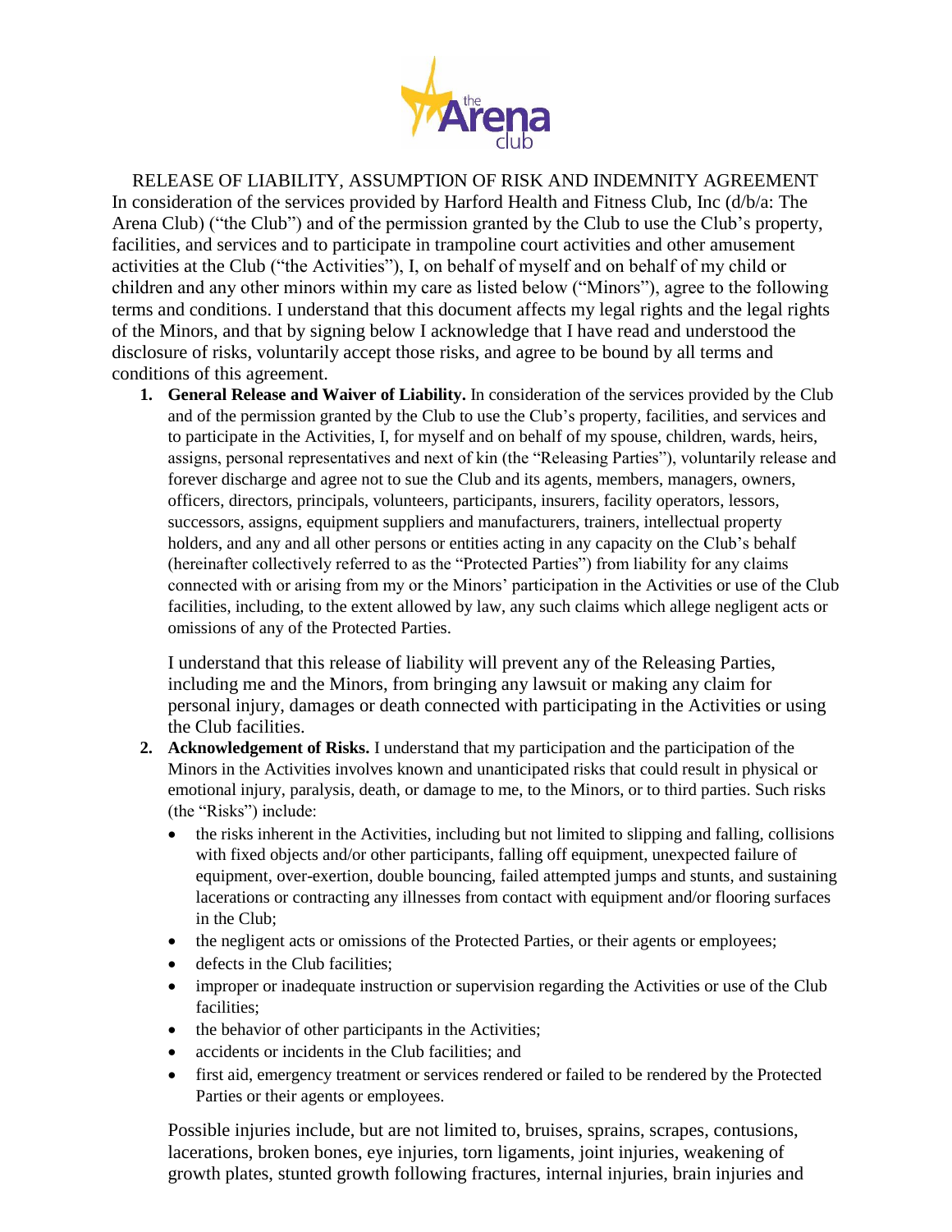# RELEASE OF LIABILITY, ASSUMPTION OF RISK AND INDEMNITY AGREEMENT

In consideration of the services provided by Harford Health and Fitness Club, Inc (d/b/a: The Arena Club) ("the Club") and of the permission granted by the Club to use the Club's property, facilities, and services and to participate in trampoline court activities and other amusement activities at the Club ("the Activities"), I, on behalf of myself and on behalf of my child or children and any other minors within my care as listed below ("Minors"), agree to the following terms and conditions. I understand that this document affects my legal rights and the legal rights of the Minors, and that by signing below I acknowledge that I have read and understood the disclosure of risks, voluntarily accept those risks, and agree to be bound by all terms and conditions of this agreement.

1. **General Release and Waiver of Liability.** In consideration of the services provided by the Club and of the permission granted by the Club to use the Club's property, facilities, and services and to participate in the Activities, I, for myself and on behalf of my spouse, children, wards, heirs, assigns, personal representatives and next of kin (the "Releasing Parties"), voluntarily release and forever discharge and agree not to sue the Club and its agents, members, managers, owners, officers, directors, principals, volunteers, participants, insurers, facility operators, lessors, successors, assigns, equipment suppliers and manufacturers, trainers, intellectual property holders, and any and all other persons or entities acting in any capacity on the Club's behalf (hereinafter collectively referred to as the "Protected Parties") from liability for any claims connected with or arising from my or the Minors' participation in the Activities or use of the Club facilities, including, to the extent allowed by law, any such claims which allege negligent acts or omissions of any of the Protected Parties.

   I understand that this release of liability will prevent any of the Releasing Parties, including me and the Minors, from bringing any lawsuit or making any claim for personal injury, damages or death connected with participating in the Activities or using the Club facilities.

2. **Acknowledgement of Risks.** I understand that my participation and the participation of the Minors in the Activities involves known and unanticipated risks that could result in physical or emotional injury, paralysis, death, or damage to me, to the Minors, or to third parties. Such risks (the "Risks") include:
   - the risks inherent in the Activities, including but not limited to slipping and falling, collisions with fixed objects and/or other participants, falling off equipment, unexpected failure of equipment, over-exertion, double bouncing, failed attempted jumps and stunts, and sustaining lacerations or contracting any illnesses from contact with equipment and/or flooring surfaces in the Club;
   - the negligent acts or omissions of the Protected Parties, or their agents or employees;
   - defects in the Club facilities;
   - improper or inadequate instruction or supervision regarding the Activities or use of the Club facilities;
   - the behavior of other participants in the Activities;
   - accidents or incidents in the Club facilities; and
   - first aid, emergency treatment or services rendered or failed to be rendered by the Protected Parties or their agents or employees.

   Possible injuries include, but are not limited to, bruises, sprains, scrapes, contusions, lacerations, broken bones, eye injuries, torn ligaments, joint injuries, weakening of growth plates, stunted growth following fractures, internal injuries, brain injuries and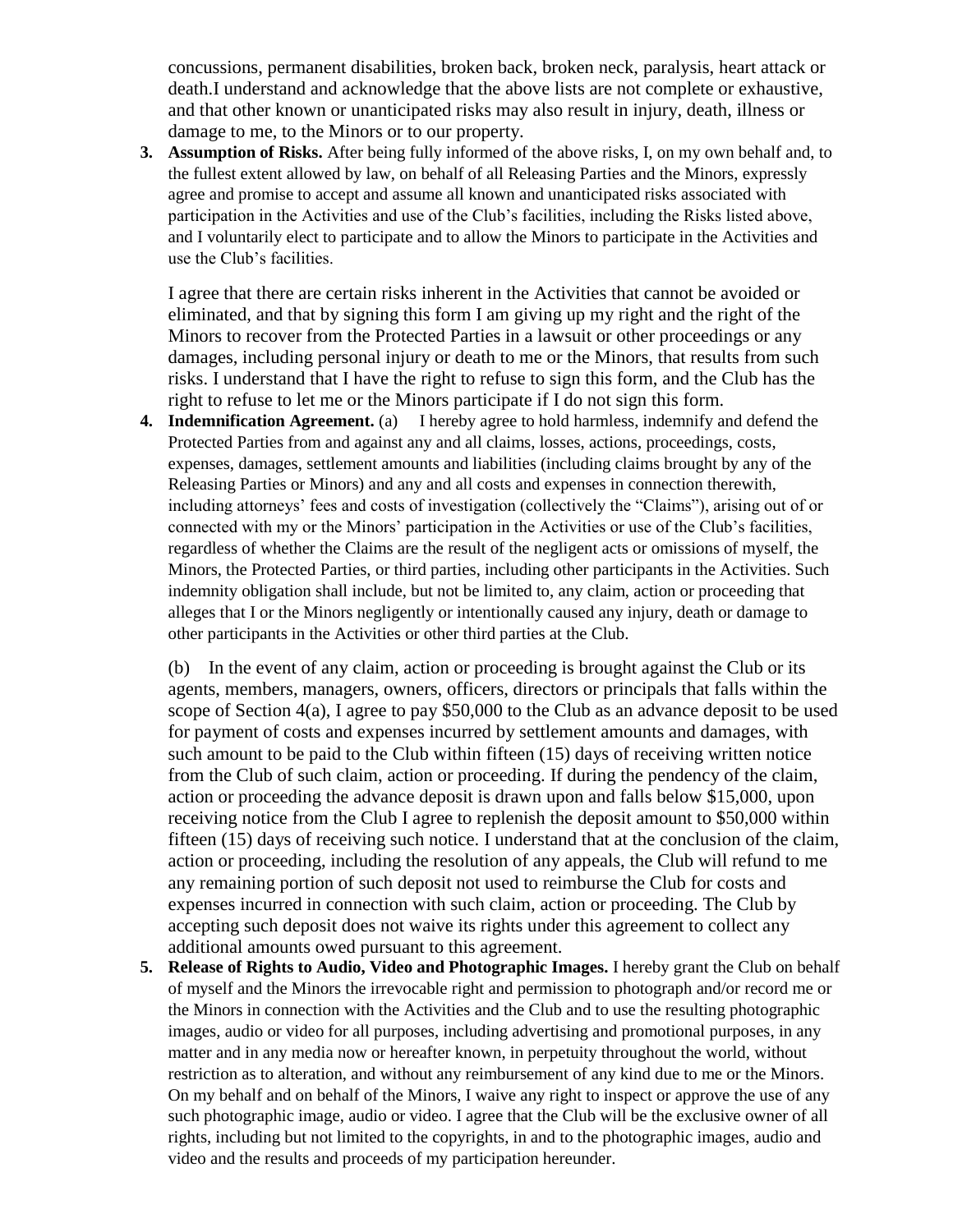concussions, permanent disabilities, broken back, broken neck, paralysis, heart attack or death.I understand and acknowledge that the above lists are not complete or exhaustive, and that other known or unanticipated risks may also result in injury, death, illness or damage to me, to the Minors or to our property.

3. **Assumption of Risks.** After being fully informed of the above risks, I, on my own behalf and, to the fullest extent allowed by law, on behalf of all Releasing Parties and the Minors, expressly agree and promise to accept and assume all known and unanticipated risks associated with participation in the Activities and use of the Club's facilities, including the Risks listed above, and I voluntarily elect to participate and to allow the Minors to participate in the Activities and use the Club's facilities.

   I agree that there are certain risks inherent in the Activities that cannot be avoided or eliminated, and that by signing this form I am giving up my right and the right of the Minors to recover from the Protected Parties in a lawsuit or other proceedings or any damages, including personal injury or death to me or the Minors, that results from such risks. I understand that I have the right to refuse to sign this form, and the Club has the right to refuse to let me or the Minors participate if I do not sign this form.

4. **Indemnification Agreement.** (a) I hereby agree to hold harmless, indemnify and defend the Protected Parties from and against any and all claims, losses, actions, proceedings, costs, expenses, damages, settlement amounts and liabilities (including claims brought by any of the Releasing Parties or Minors) and any and all costs and expenses in connection therewith, including attorneys' fees and costs of investigation (collectively the "Claims"), arising out of or connected with my or the Minors' participation in the Activities or use of the Club's facilities, regardless of whether the Claims are the result of the negligent acts or omissions of myself, the Minors, the Protected Parties, or third parties, including other participants in the Activities. Such indemnity obligation shall include, but not be limited to, any claim, action or proceeding that alleges that I or the Minors negligently or intentionally caused any injury, death or damage to other participants in the Activities or other third parties at the Club.

   (b) In the event of any claim, action or proceeding is brought against the Club or its agents, members, managers, owners, officers, directors or principals that falls within the scope of Section 4(a), I agree to pay $50,000 to the Club as an advance deposit to be used for payment of costs and expenses incurred by settlement amounts and damages, with such amount to be paid to the Club within fifteen (15) days of receiving written notice from the Club of such claim, action or proceeding. If during the pendency of the claim, action or proceeding the advance deposit is drawn upon and falls below $15,000, upon receiving notice from the Club I agree to replenish the deposit amount to $50,000 within fifteen (15) days of receiving such notice. I understand that at the conclusion of the claim, action or proceeding, including the resolution of any appeals, the Club will refund to me any remaining portion of such deposit not used to reimburse the Club for costs and expenses incurred in connection with such claim, action or proceeding. The Club by accepting such deposit does not waive its rights under this agreement to collect any additional amounts owed pursuant to this agreement.

5. **Release of Rights to Audio, Video and Photographic Images.** I hereby grant the Club on behalf of myself and the Minors the irrevocable right and permission to photograph and/or record me or the Minors in connection with the Activities and the Club and to use the resulting photographic images, audio or video for all purposes, including advertising and promotional purposes, in any matter and in any media now or hereafter known, in perpetuity throughout the world, without restriction as to alteration, and without any reimbursement of any kind due to me or the Minors. On my behalf and on behalf of the Minors, I waive any right to inspect or approve the use of any such photographic image, audio or video. I agree that the Club will be the exclusive owner of all rights, including but not limited to the copyrights, in and to the photographic images, audio and video and the results and proceeds of my participation hereunder.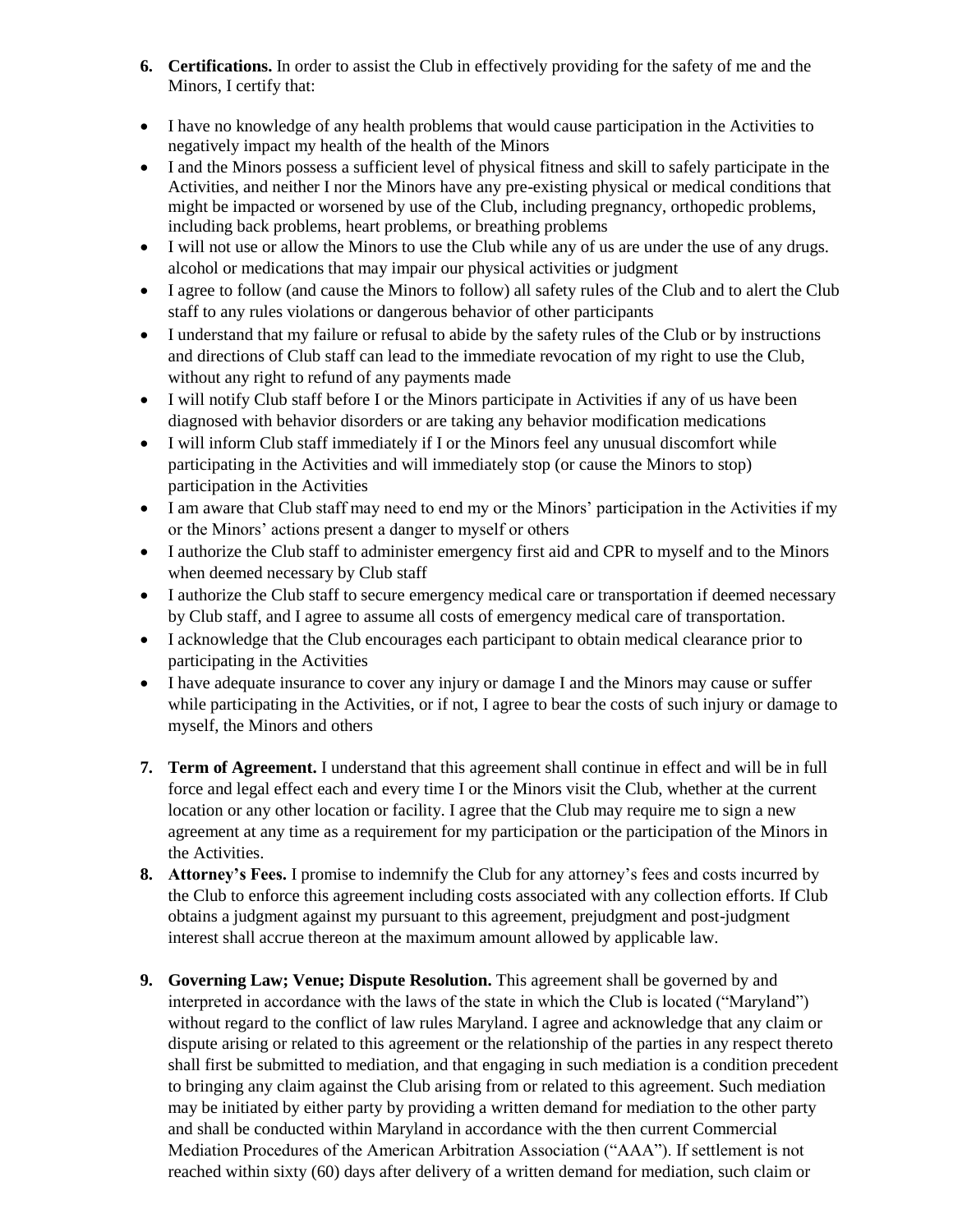6. **Certifications.** In order to assist the Club in effectively providing for the safety of me and the Minors, I certify that:

- I have no knowledge of any health problems that would cause participation in the Activities to negatively impact my health of the health of the Minors
- I and the Minors possess a sufficient level of physical fitness and skill to safely participate in the Activities, and neither I nor the Minors have any pre-existing physical or medical conditions that might be impacted or worsened by use of the Club, including pregnancy, orthopedic problems, including back problems, heart problems, or breathing problems
- I will not use or allow the Minors to use the Club while any of us are under the use of any drugs. alcohol or medications that may impair our physical activities or judgment
- I agree to follow (and cause the Minors to follow) all safety rules of the Club and to alert the Club staff to any rules violations or dangerous behavior of other participants
- I understand that my failure or refusal to abide by the safety rules of the Club or by instructions and directions of Club staff can lead to the immediate revocation of my right to use the Club, without any right to refund of any payments made
- I will notify Club staff before I or the Minors participate in Activities if any of us have been diagnosed with behavior disorders or are taking any behavior modification medications
- I will inform Club staff immediately if I or the Minors feel any unusual discomfort while participating in the Activities and will immediately stop (or cause the Minors to stop) participation in the Activities
- I am aware that Club staff may need to end my or the Minors' participation in the Activities if my or the Minors' actions present a danger to myself or others
- I authorize the Club staff to administer emergency first aid and CPR to myself and to the Minors when deemed necessary by Club staff
- I authorize the Club staff to secure emergency medical care or transportation if deemed necessary by Club staff, and I agree to assume all costs of emergency medical care of transportation.
- I acknowledge that the Club encourages each participant to obtain medical clearance prior to participating in the Activities
- I have adequate insurance to cover any injury or damage I and the Minors may cause or suffer while participating in the Activities, or if not, I agree to bear the costs of such injury or damage to myself, the Minors and others

7. **Term of Agreement.** I understand that this agreement shall continue in effect and will be in full force and legal effect each and every time I or the Minors visit the Club, whether at the current location or any other location or facility. I agree that the Club may require me to sign a new agreement at any time as a requirement for my participation or the participation of the Minors in the Activities.
8. **Attorney's Fees.** I promise to indemnify the Club for any attorney's fees and costs incurred by the Club to enforce this agreement including costs associated with any collection efforts. If Club obtains a judgment against my pursuant to this agreement, prejudgment and post-judgment interest shall accrue thereon at the maximum amount allowed by applicable law.
9. **Governing Law; Venue; Dispute Resolution.** This agreement shall be governed by and interpreted in accordance with the laws of the state in which the Club is located ("Maryland") without regard to the conflict of law rules Maryland. I agree and acknowledge that any claim or dispute arising or related to this agreement or the relationship of the parties in any respect thereto shall first be submitted to mediation, and that engaging in such mediation is a condition precedent to bringing any claim against the Club arising from or related to this agreement. Such mediation may be initiated by either party by providing a written demand for mediation to the other party and shall be conducted within Maryland in accordance with the then current Commercial Mediation Procedures of the American Arbitration Association ("AAA"). If settlement is not reached within sixty (60) days after delivery of a written demand for mediation, such claim or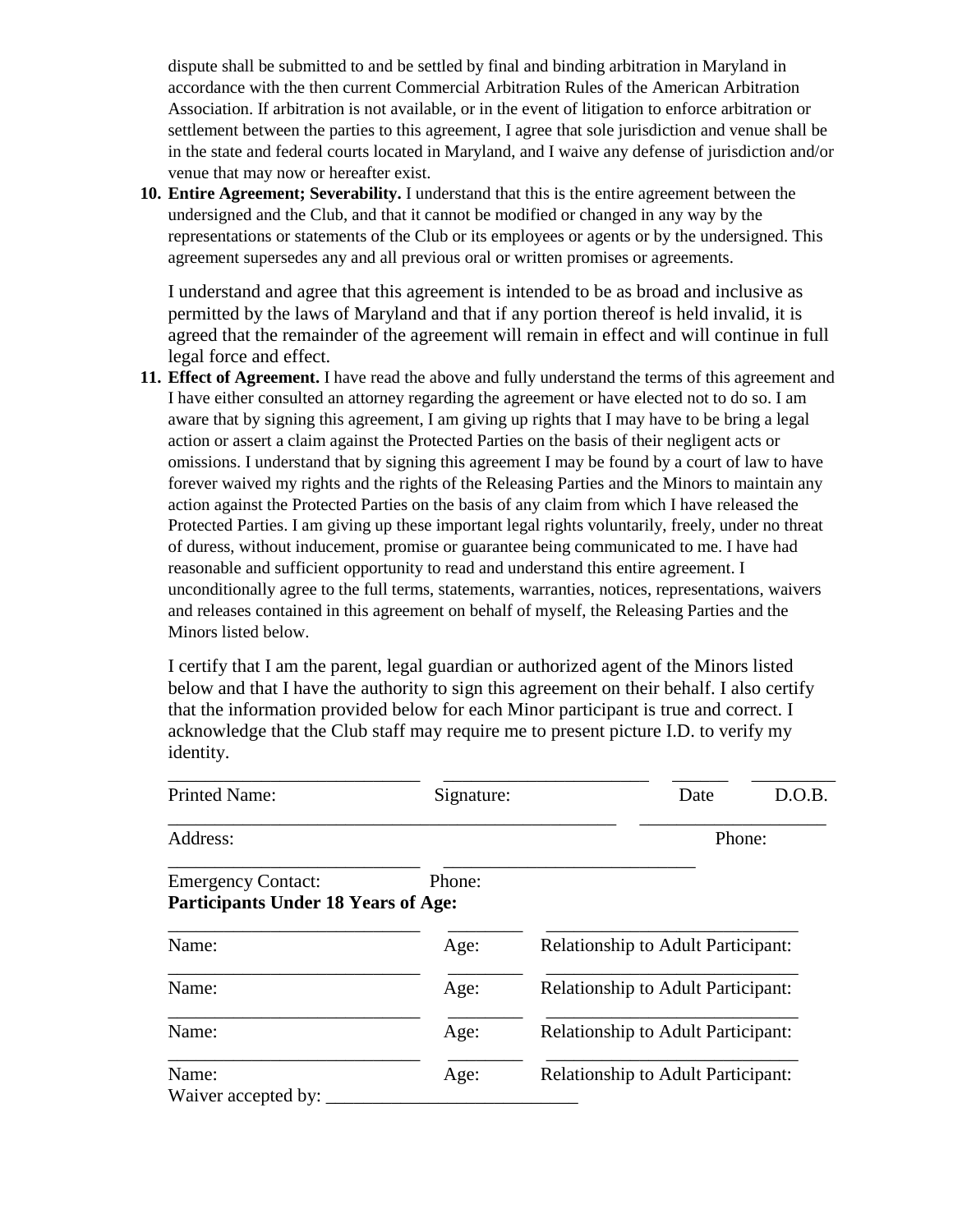dispute shall be submitted to and be settled by final and binding arbitration in Maryland in accordance with the then current Commercial Arbitration Rules of the American Arbitration Association. If arbitration is not available, or in the event of litigation to enforce arbitration or settlement between the parties to this agreement, I agree that sole jurisdiction and venue shall be in the state and federal courts located in Maryland, and I waive any defense of jurisdiction and/or venue that may now or hereafter exist.

10. **Entire Agreement; Severability.** I understand that this is the entire agreement between the undersigned and the Club, and that it cannot be modified or changed in any way by the representations or statements of the Club or its employees or agents or by the undersigned. This agreement supersedes any and all previous oral or written promises or agreements.

    I understand and agree that this agreement is intended to be as broad and inclusive as permitted by the laws of Maryland and that if any portion thereof is held invalid, it is agreed that the remainder of the agreement will remain in effect and will continue in full legal force and effect.

11. **Effect of Agreement.** I have read the above and fully understand the terms of this agreement and I have either consulted an attorney regarding the agreement or have elected not to do so. I am aware that by signing this agreement, I am giving up rights that I may have to be bring a legal action or assert a claim against the Protected Parties on the basis of their negligent acts or omissions. I understand that by signing this agreement I may be found by a court of law to have forever waived my rights and the rights of the Releasing Parties and the Minors to maintain any action against the Protected Parties on the basis of any claim from which I have released the Protected Parties. I am giving up these important legal rights voluntarily, freely, under no threat of duress, without inducement, promise or guarantee being communicated to me. I have had reasonable and sufficient opportunity to read and understand this entire agreement. I unconditionally agree to the full terms, statements, warranties, notices, representations, waivers and releases contained in this agreement on behalf of myself, the Releasing Parties and the Minors listed below.

    I certify that I am the parent, legal guardian or authorized agent of the Minors listed below and that I have the authority to sign this agreement on their behalf. I also certify that the information provided below for each Minor participant is true and correct. I acknowledge that the Club staff may require me to present picture I.D. to verify my identity.

___________________________ ______________________ ______ _________

Printed Name: Signature: Date D.O.B.

________________________________________________ ____________________

Address: Phone:

___________________________ ___________________________

Emergency Contact: Phone:

**Participants Under 18 Years of Age:**

___________________________ ________ ___________________________

Name: Age: Relationship to Adult Participant:

___________________________ ________ ___________________________

Name: Age: Relationship to Adult Participant:

___________________________ ________ ___________________________

Name: Age: Relationship to Adult Participant:

___________________________ ________ ___________________________

Name: Age: Relationship to Adult Participant:

Waiver accepted by: ___________________________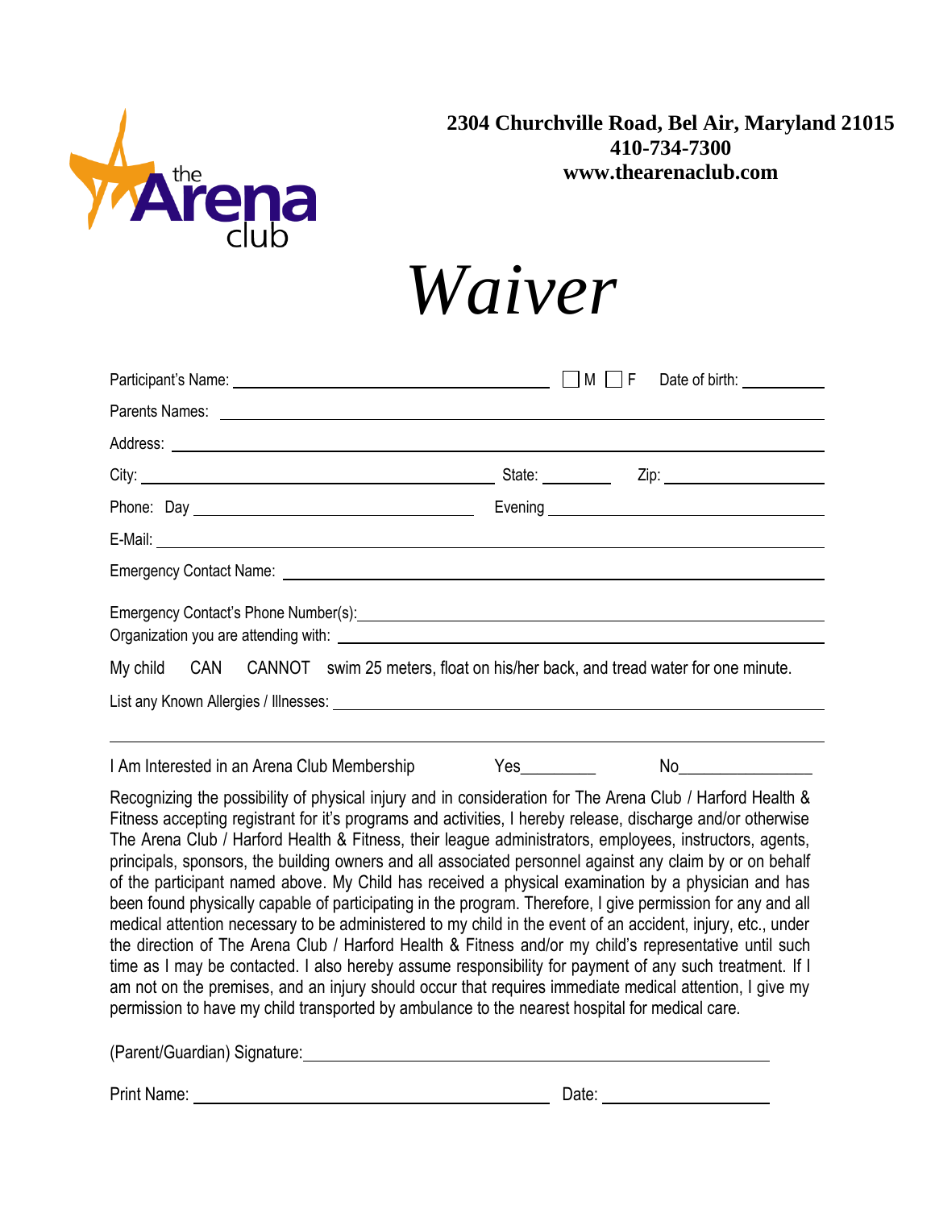the Arena club

**2304 Churchville Road, Bel Air, Maryland 21015**
**410-734-7300**
**www.thearenaclub.com**

# *Waiver*

Participant's Name: ______________________ ☐ M ☐ F Date of birth: __________

Parents Names: ______________________

Address: ______________________

City: ______________________ State: ________ Zip: ______________

Phone: Day ______________________ Evening ______________________

E-Mail: ______________________

Emergency Contact Name: ______________________

Emergency Contact's Phone Number(s): ______________________

Organization you are attending with: ______________________

My child CAN CANNOT swim 25 meters, float on his/her back, and tread water for one minute.

List any Known Allergies / Illnesses: ______________________

______________________

I Am Interested in an Arena Club Membership Yes_________ No_______________

Recognizing the possibility of physical injury and in consideration for The Arena Club / Harford Health & Fitness accepting registrant for it's programs and activities, I hereby release, discharge and/or otherwise The Arena Club / Harford Health & Fitness, their league administrators, employees, instructors, agents, principals, sponsors, the building owners and all associated personnel against any claim by or on behalf of the participant named above. My Child has received a physical examination by a physician and has been found physically capable of participating in the program. Therefore, I give permission for any and all medical attention necessary to be administered to my child in the event of an accident, injury, etc., under the direction of The Arena Club / Harford Health & Fitness and/or my child's representative until such time as I may be contacted. I also hereby assume responsibility for payment of any such treatment. If I am not on the premises, and an injury should occur that requires immediate medical attention, I give my permission to have my child transported by ambulance to the nearest hospital for medical care.

(Parent/Guardian) Signature: ______________________

Print Name: ______________________ Date: ______________